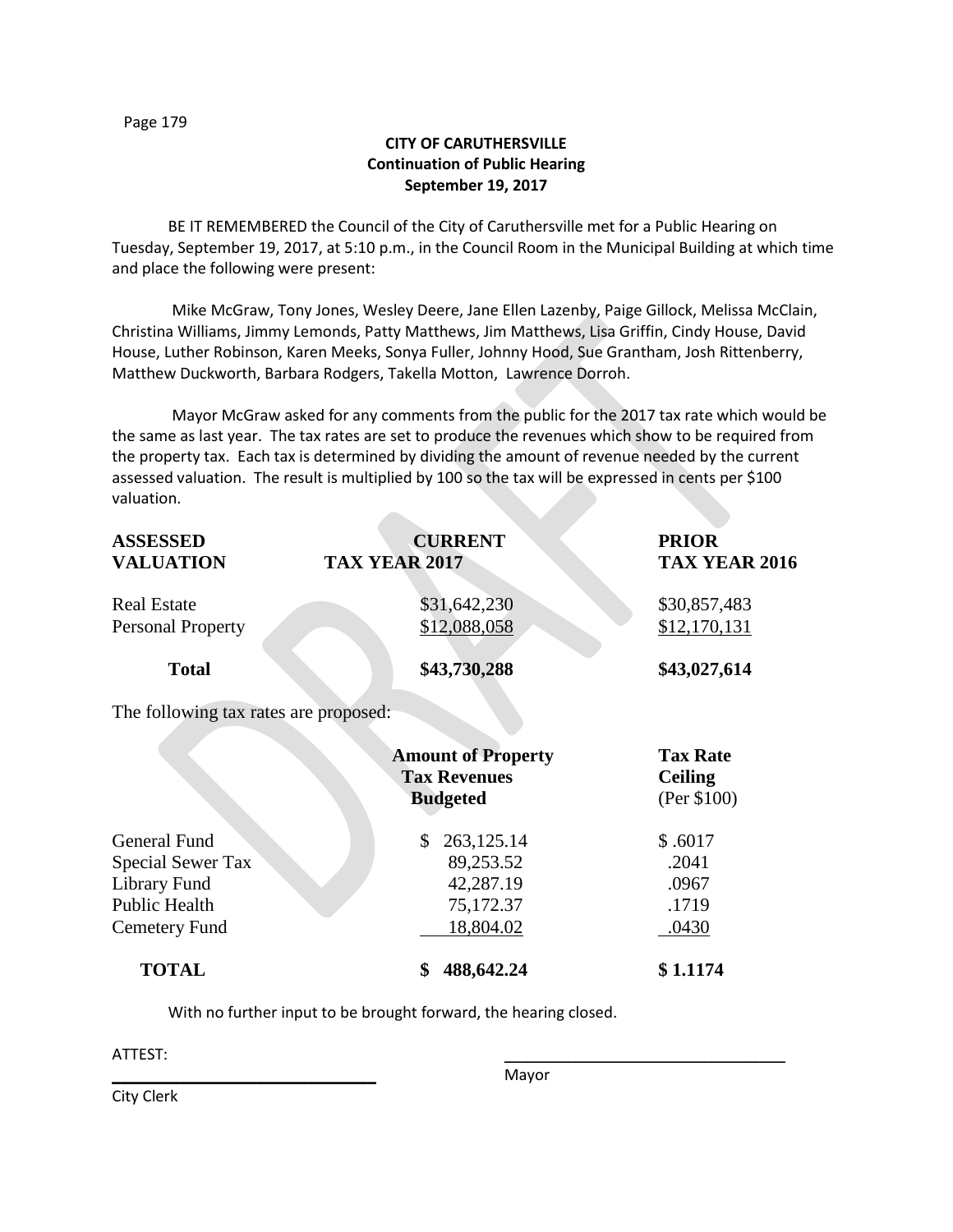**CITY OF CARUTHERSVILLE**
**Continuation of Public Hearing**
**September 19, 2017**

BE IT REMEMBERED the Council of the City of Caruthersville met for a Public Hearing on Tuesday, September 19, 2017, at 5:10 p.m., in the Council Room in the Municipal Building at which time and place the following were present:

Mike McGraw, Tony Jones, Wesley Deere, Jane Ellen Lazenby, Paige Gillock, Melissa McClain, Christina Williams, Jimmy Lemonds, Patty Matthews, Jim Matthews, Lisa Griffin, Cindy House, David House, Luther Robinson, Karen Meeks, Sonya Fuller, Johnny Hood, Sue Grantham, Josh Rittenberry, Matthew Duckworth, Barbara Rodgers, Takella Motton, Lawrence Dorroh.

Mayor McGraw asked for any comments from the public for the 2017 tax rate which would be the same as last year. The tax rates are set to produce the revenues which show to be required from the property tax. Each tax is determined by dividing the amount of revenue needed by the current assessed valuation. The result is multiplied by 100 so the tax will be expressed in cents per $100 valuation.

| ASSESSED VALUATION | CURRENT TAX YEAR 2017 | PRIOR TAX YEAR 2016 |
|---|---|---|
| Real Estate | $31,642,230 | $30,857,483 |
| Personal Property | $12,088,058 | $12,170,131 |
| **Total** | **$43,730,288** | **$43,027,614** |

The following tax rates are proposed:

| | Amount of Property Tax Revenues Budgeted | Tax Rate Ceiling (Per $100) |
|---|---|---|
| General Fund | $ 263,125.14 | $ .6017 |
| Special Sewer Tax | 89,253.52 | .2041 |
| Library Fund | 42,287.19 | .0967 |
| Public Health | 75,172.37 | .1719 |
| Cemetery Fund | 18,804.02 | .0430 |
| **TOTAL** | **$ 488,642.24** | **$ 1.1174** |

With no further input to be brought forward, the hearing closed.

ATTEST:

\_\_\_\_\_\_\_\_\_\_\_\_\_\_\_\_\_\_\_\_\_\_\_\_\_\_\_\_\_\_
City Clerk

\_\_\_\_\_\_\_\_\_\_\_\_\_\_\_\_\_\_\_\_\_\_\_\_\_\_\_\_\_\_
Mayor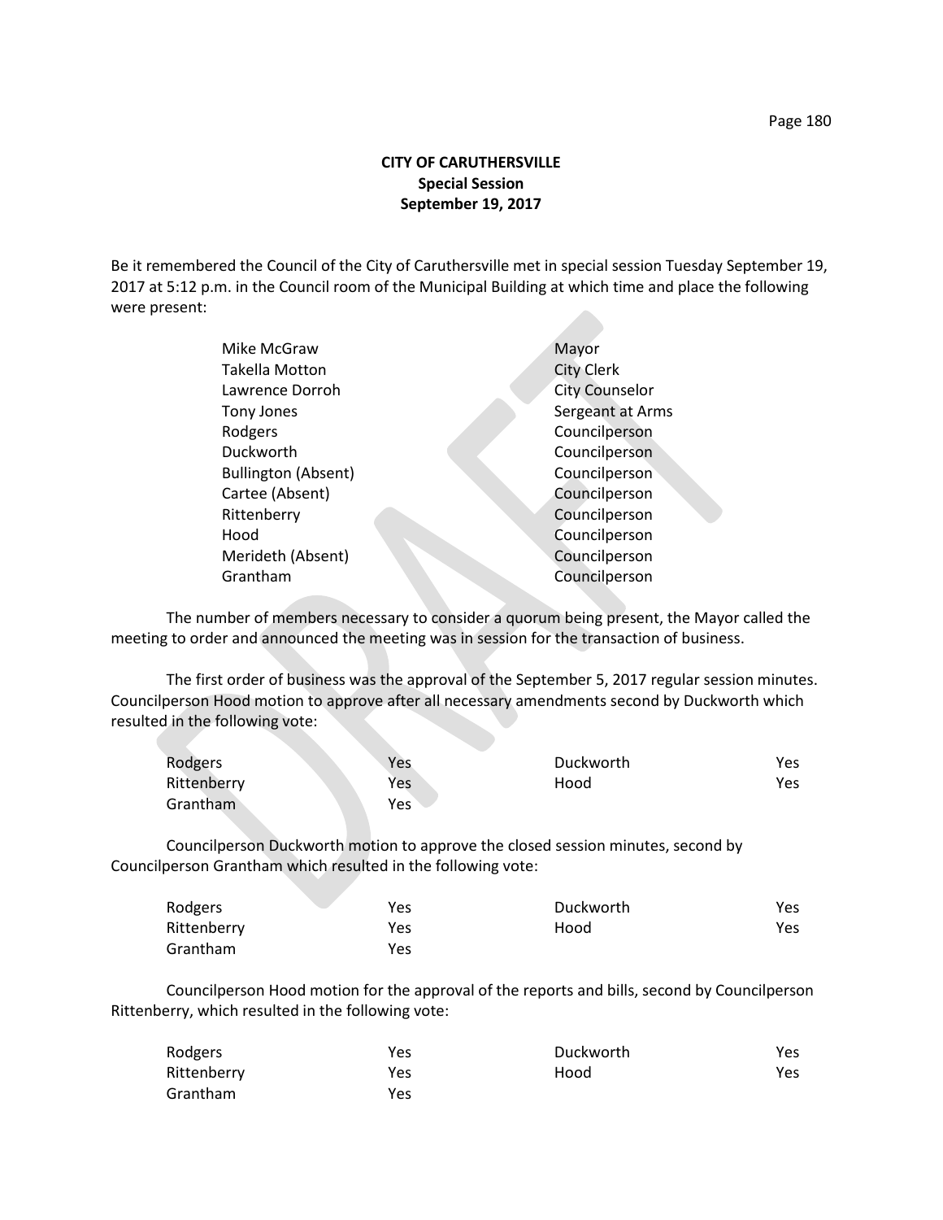**CITY OF CARUTHERSVILLE**
**Special Session**
**September 19, 2017**

Be it remembered the Council of the City of Caruthersville met in special session Tuesday September 19, 2017 at 5:12 p.m. in the Council room of the Municipal Building at which time and place the following were present:

| | |
|---|---|
| Mike McGraw | Mayor |
| Takella Motton | City Clerk |
| Lawrence Dorroh | City Counselor |
| Tony Jones | Sergeant at Arms |
| Rodgers | Councilperson |
| Duckworth | Councilperson |
| Bullington (Absent) | Councilperson |
| Cartee (Absent) | Councilperson |
| Rittenberry | Councilperson |
| Hood | Councilperson |
| Merideth (Absent) | Councilperson |
| Grantham | Councilperson |

The number of members necessary to consider a quorum being present, the Mayor called the meeting to order and announced the meeting was in session for the transaction of business.

The first order of business was the approval of the September 5, 2017 regular session minutes. Councilperson Hood motion to approve after all necessary amendments second by Duckworth which resulted in the following vote:

| | | | |
|---|---|---|---|
| Rodgers | Yes | Duckworth | Yes |
| Rittenberry | Yes | Hood | Yes |
| Grantham | Yes | | |

Councilperson Duckworth motion to approve the closed session minutes, second by Councilperson Grantham which resulted in the following vote:

| | | | |
|---|---|---|---|
| Rodgers | Yes | Duckworth | Yes |
| Rittenberry | Yes | Hood | Yes |
| Grantham | Yes | | |

Councilperson Hood motion for the approval of the reports and bills, second by Councilperson Rittenberry, which resulted in the following vote:

| | | | |
|---|---|---|---|
| Rodgers | Yes | Duckworth | Yes |
| Rittenberry | Yes | Hood | Yes |
| Grantham | Yes | | |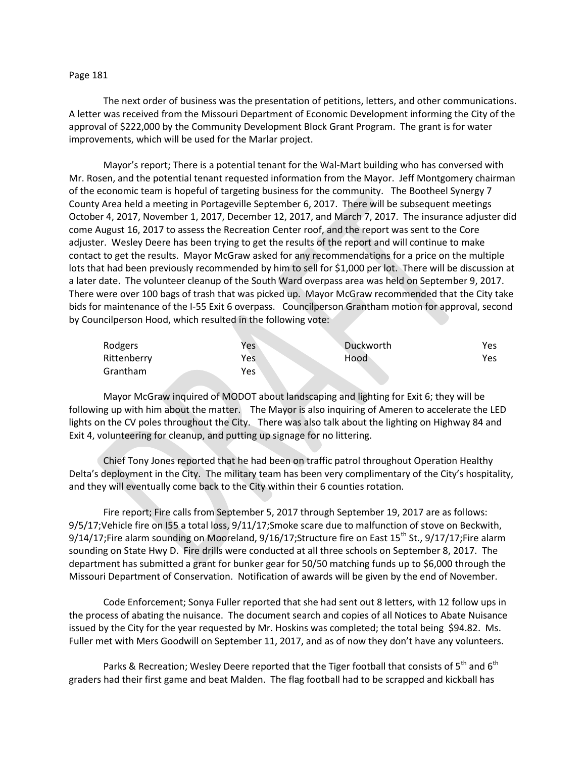The next order of business was the presentation of petitions, letters, and other communications. A letter was received from the Missouri Department of Economic Development informing the City of the approval of $222,000 by the Community Development Block Grant Program. The grant is for water improvements, which will be used for the Marlar project.

Mayor's report; There is a potential tenant for the Wal-Mart building who has conversed with Mr. Rosen, and the potential tenant requested information from the Mayor. Jeff Montgomery chairman of the economic team is hopeful of targeting business for the community. The Bootheel Synergy 7 County Area held a meeting in Portageville September 6, 2017. There will be subsequent meetings October 4, 2017, November 1, 2017, December 12, 2017, and March 7, 2017. The insurance adjuster did come August 16, 2017 to assess the Recreation Center roof, and the report was sent to the Core adjuster. Wesley Deere has been trying to get the results of the report and will continue to make contact to get the results. Mayor McGraw asked for any recommendations for a price on the multiple lots that had been previously recommended by him to sell for $1,000 per lot. There will be discussion at a later date. The volunteer cleanup of the South Ward overpass area was held on September 9, 2017. There were over 100 bags of trash that was picked up. Mayor McGraw recommended that the City take bids for maintenance of the I-55 Exit 6 overpass. Councilperson Grantham motion for approval, second by Councilperson Hood, which resulted in the following vote:

| | | | |
|---|---|---|---|
| Rodgers | Yes | Duckworth | Yes |
| Rittenberry | Yes | Hood | Yes |
| Grantham | Yes | | |

Mayor McGraw inquired of MODOT about landscaping and lighting for Exit 6; they will be following up with him about the matter. The Mayor is also inquiring of Ameren to accelerate the LED lights on the CV poles throughout the City. There was also talk about the lighting on Highway 84 and Exit 4, volunteering for cleanup, and putting up signage for no littering.

Chief Tony Jones reported that he had been on traffic patrol throughout Operation Healthy Delta's deployment in the City. The military team has been very complimentary of the City's hospitality, and they will eventually come back to the City within their 6 counties rotation.

Fire report; Fire calls from September 5, 2017 through September 19, 2017 are as follows: 9/5/17;Vehicle fire on I55 a total loss, 9/11/17;Smoke scare due to malfunction of stove on Beckwith, 9/14/17;Fire alarm sounding on Mooreland, 9/16/17;Structure fire on East 15th St., 9/17/17;Fire alarm sounding on State Hwy D. Fire drills were conducted at all three schools on September 8, 2017. The department has submitted a grant for bunker gear for 50/50 matching funds up to $6,000 through the Missouri Department of Conservation. Notification of awards will be given by the end of November.

Code Enforcement; Sonya Fuller reported that she had sent out 8 letters, with 12 follow ups in the process of abating the nuisance. The document search and copies of all Notices to Abate Nuisance issued by the City for the year requested by Mr. Hoskins was completed; the total being $94.82. Ms. Fuller met with Mers Goodwill on September 11, 2017, and as of now they don't have any volunteers.

Parks & Recreation; Wesley Deere reported that the Tiger football that consists of 5th and 6th graders had their first game and beat Malden. The flag football had to be scrapped and kickball has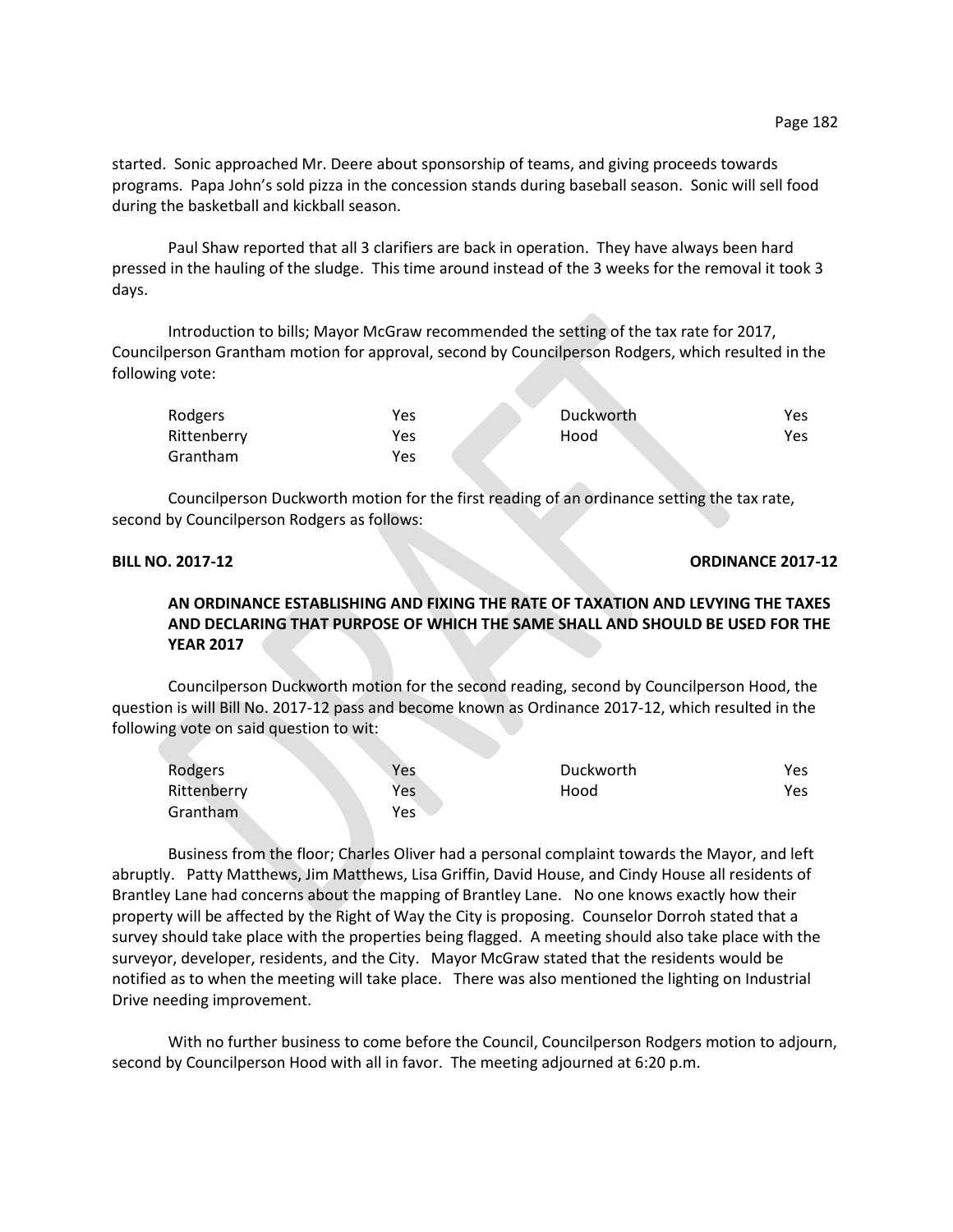started. Sonic approached Mr. Deere about sponsorship of teams, and giving proceeds towards programs. Papa John's sold pizza in the concession stands during baseball season. Sonic will sell food during the basketball and kickball season.

Paul Shaw reported that all 3 clarifiers are back in operation. They have always been hard pressed in the hauling of the sludge. This time around instead of the 3 weeks for the removal it took 3 days.

Introduction to bills; Mayor McGraw recommended the setting of the tax rate for 2017, Councilperson Grantham motion for approval, second by Councilperson Rodgers, which resulted in the following vote:

| | | | |
|---|---|---|---|
| Rodgers | Yes | Duckworth | Yes |
| Rittenberry | Yes | Hood | Yes |
| Grantham | Yes | | |

Councilperson Duckworth motion for the first reading of an ordinance setting the tax rate, second by Councilperson Rodgers as follows:

**BILL NO. 2017-12** **ORDINANCE 2017-12**

**AN ORDINANCE ESTABLISHING AND FIXING THE RATE OF TAXATION AND LEVYING THE TAXES AND DECLARING THAT PURPOSE OF WHICH THE SAME SHALL AND SHOULD BE USED FOR THE YEAR 2017**

Councilperson Duckworth motion for the second reading, second by Councilperson Hood, the question is will Bill No. 2017-12 pass and become known as Ordinance 2017-12, which resulted in the following vote on said question to wit:

| | | | |
|---|---|---|---|
| Rodgers | Yes | Duckworth | Yes |
| Rittenberry | Yes | Hood | Yes |
| Grantham | Yes | | |

Business from the floor; Charles Oliver had a personal complaint towards the Mayor, and left abruptly. Patty Matthews, Jim Matthews, Lisa Griffin, David House, and Cindy House all residents of Brantley Lane had concerns about the mapping of Brantley Lane. No one knows exactly how their property will be affected by the Right of Way the City is proposing. Counselor Dorroh stated that a survey should take place with the properties being flagged. A meeting should also take place with the surveyor, developer, residents, and the City. Mayor McGraw stated that the residents would be notified as to when the meeting will take place. There was also mentioned the lighting on Industrial Drive needing improvement.

With no further business to come before the Council, Councilperson Rodgers motion to adjourn, second by Councilperson Hood with all in favor. The meeting adjourned at 6:20 p.m.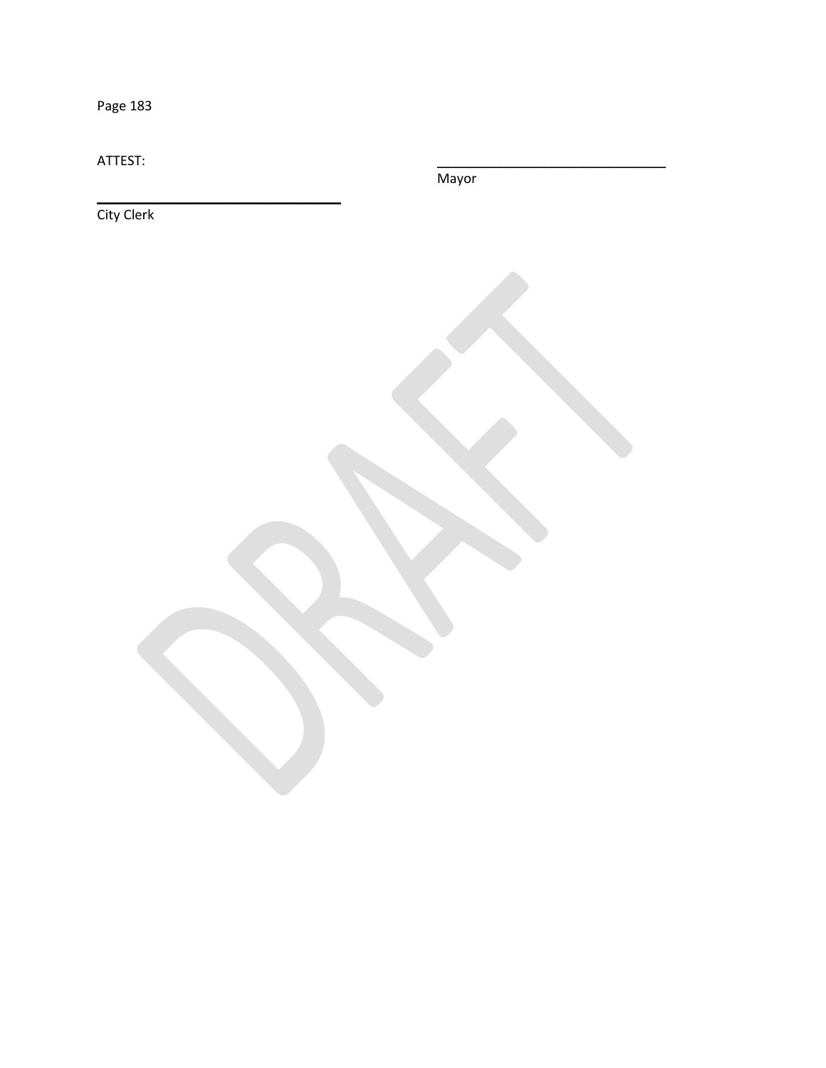Page 183

ATTEST:

\_\_\_\_\_\_\_\_\_\_\_\_\_\_\_\_\_\_\_\_\_\_\_\_\_\_\_\_\_\_
Mayor

\_\_\_\_\_\_\_\_\_\_\_\_\_\_\_\_\_\_\_\_\_\_\_\_\_\_\_\_\_\_
City Clerk

DRAFT